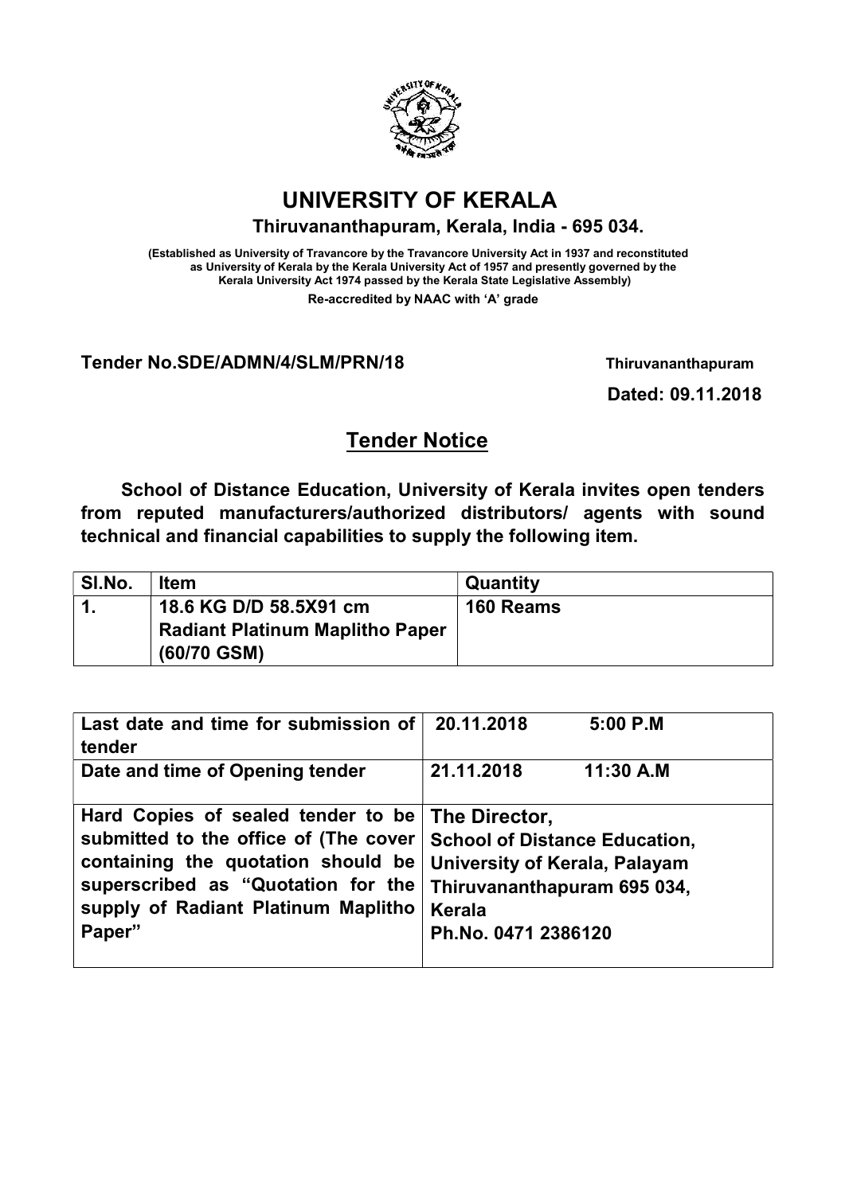# UNIVERSITY OF KERALA

**Thiruvananthapuram, Kerala, India - 695 034.**

**(Established as University of Travancore by the Travancore University Act in 1937 and reconstituted as University of Kerala by the Kerala University Act of 1957 and presently governed by the Kerala University Act 1974 passed by the Kerala State Legislative Assembly)**

**Re-accredited by NAAC with 'A' grade**

**Tender No.SDE/ADMN/4/SLM/PRN/18** **Thiruvananthapuram**

**Dated: 09.11.2018**

## Tender Notice

**School of Distance Education, University of Kerala invites open tenders from reputed manufacturers/authorized distributors/ agents with sound technical and financial capabilities to supply the following item.**

| Sl.No. | Item | Quantity |
|---|---|---|
| 1. | 18.6 KG D/D 58.5X91 cm Radiant Platinum Maplitho Paper (60/70 GSM) | 160 Reams |

| | |
|---|---|
| Last date and time for submission of tender | 20.11.2018 5:00 P.M |
| Date and time of Opening tender | 21.11.2018 11:30 A.M |
| Hard Copies of sealed tender to be submitted to the office of (The cover containing the quotation should be superscribed as "Quotation for the supply of Radiant Platinum Maplitho Paper" | The Director, School of Distance Education, University of Kerala, Palayam Thiruvananthapuram 695 034, Kerala Ph.No. 0471 2386120 |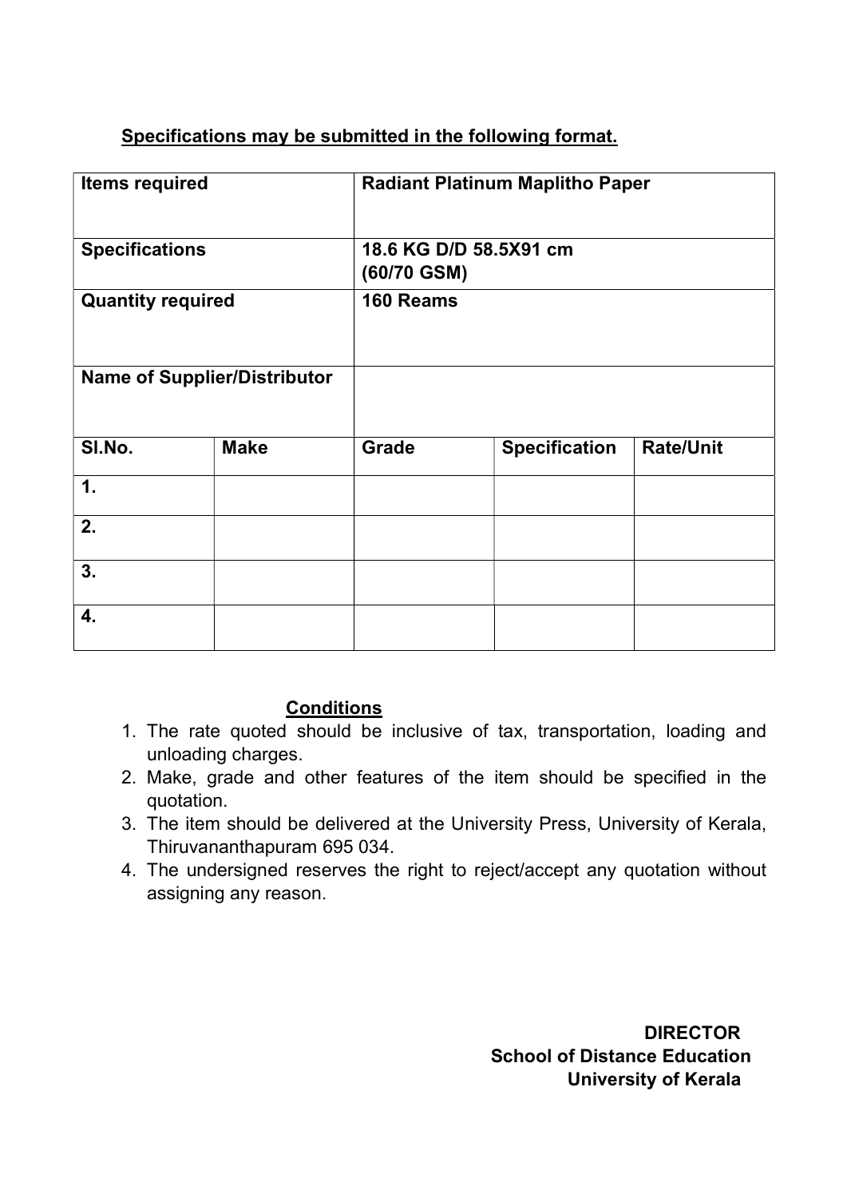**Specifications may be submitted in the following format.**

| | | | | |
|---|---|---|---|---|
| **Items required** | | **Radiant Platinum Maplitho Paper** | | |
| **Specifications** | | **18.6 KG D/D 58.5X91 cm (60/70 GSM)** | | |
| **Quantity required** | | **160 Reams** | | |
| **Name of Supplier/Distributor** | | | | |
| **Sl.No.** | **Make** | **Grade** | **Specification** | **Rate/Unit** |
| **1.** | | | | |
| **2.** | | | | |
| **3.** | | | | |
| **4.** | | | | |

**Conditions**

1. The rate quoted should be inclusive of tax, transportation, loading and unloading charges.
2. Make, grade and other features of the item should be specified in the quotation.
3. The item should be delivered at the University Press, University of Kerala, Thiruvananthapuram 695 034.
4. The undersigned reserves the right to reject/accept any quotation without assigning any reason.

**DIRECTOR**
**School of Distance Education**
**University of Kerala**